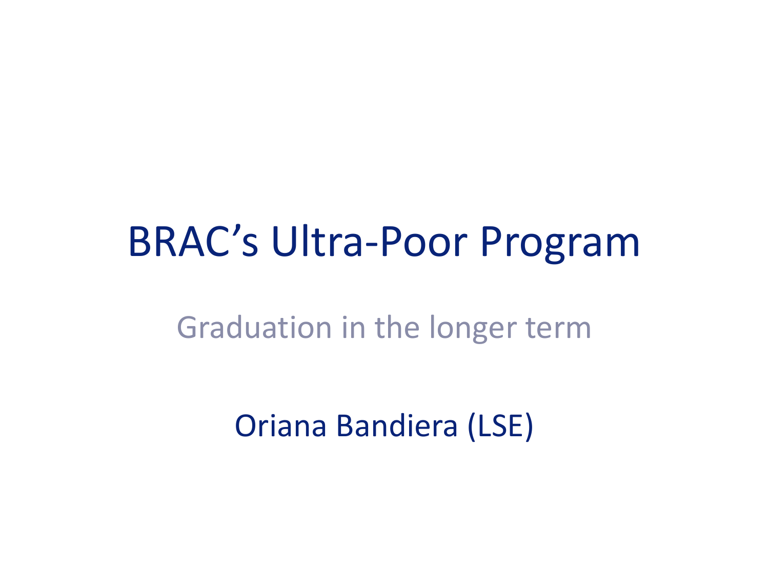# BRAC's Ultra-Poor Program

Graduation in the longer term

Oriana Bandiera (LSE)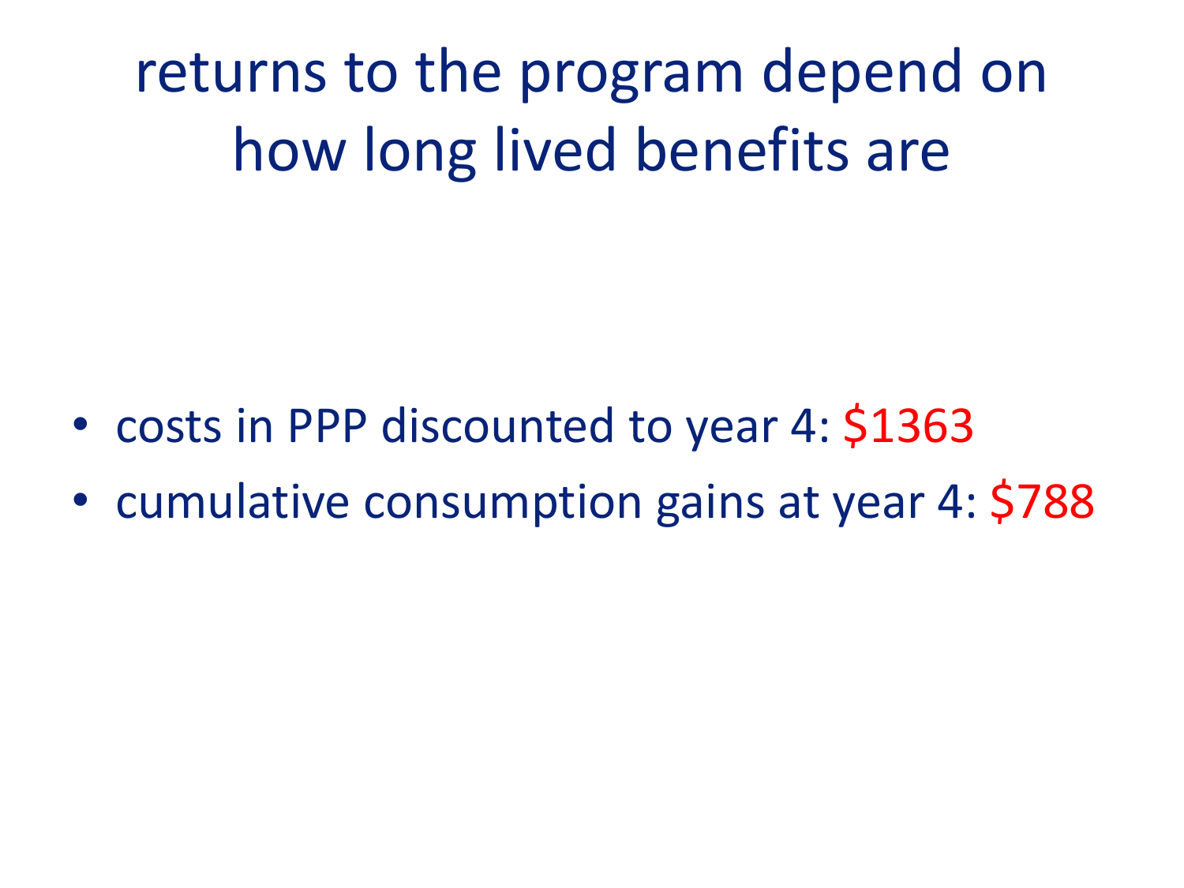# returns to the program depend on how long lived benefits are

- costs in PPP discounted to year 4: $1363
- cumulative consumption gains at year 4: $788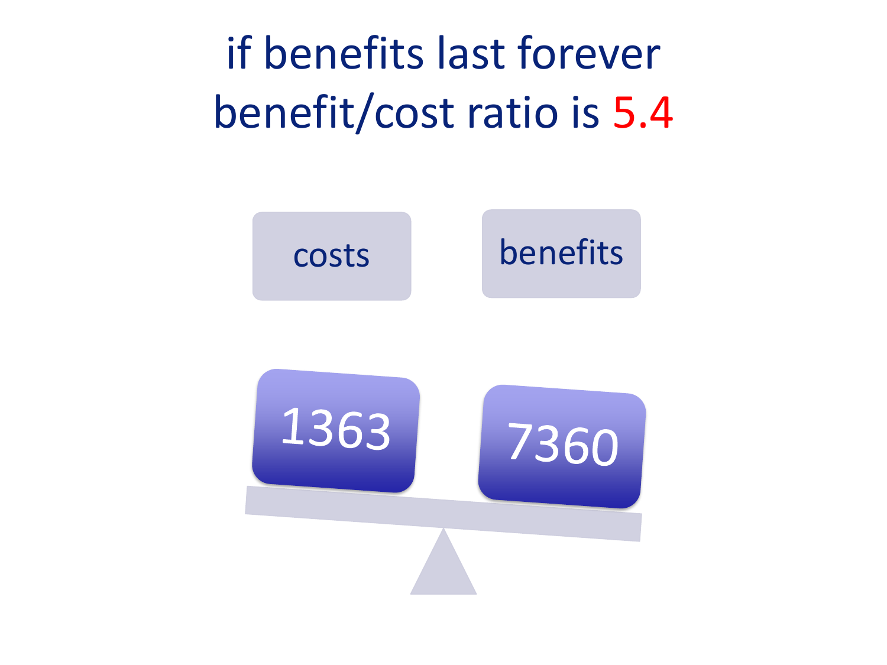# if benefits last forever benefit/cost ratio is 5.4

| costs | benefits |
| --- | --- |
| 1363 | 7360 |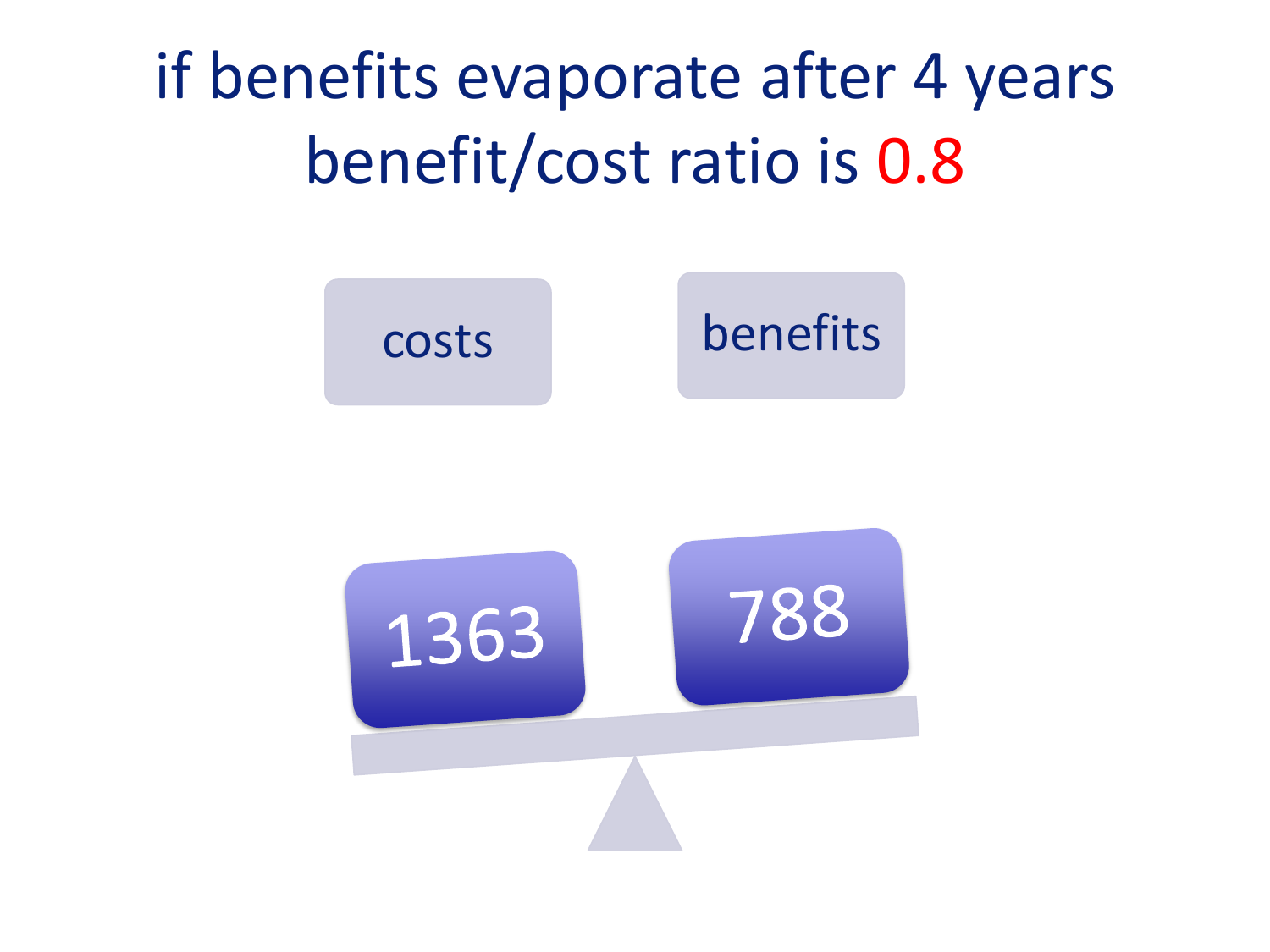# if benefits evaporate after 4 years benefit/cost ratio is 0.8

costs

benefits

1363

788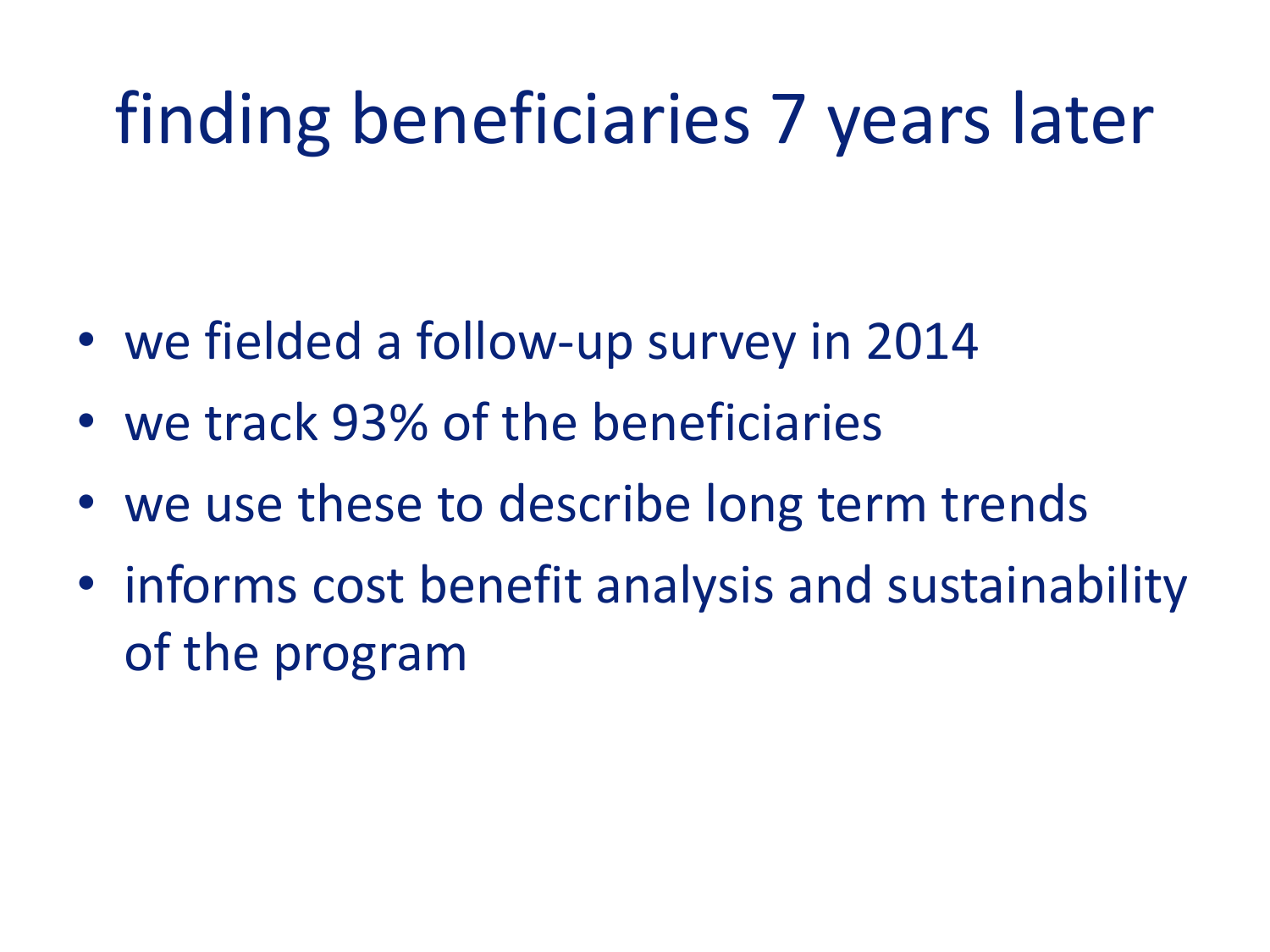# finding beneficiaries 7 years later

- we fielded a follow-up survey in 2014
- we track 93% of the beneficiaries
- we use these to describe long term trends
- informs cost benefit analysis and sustainability of the program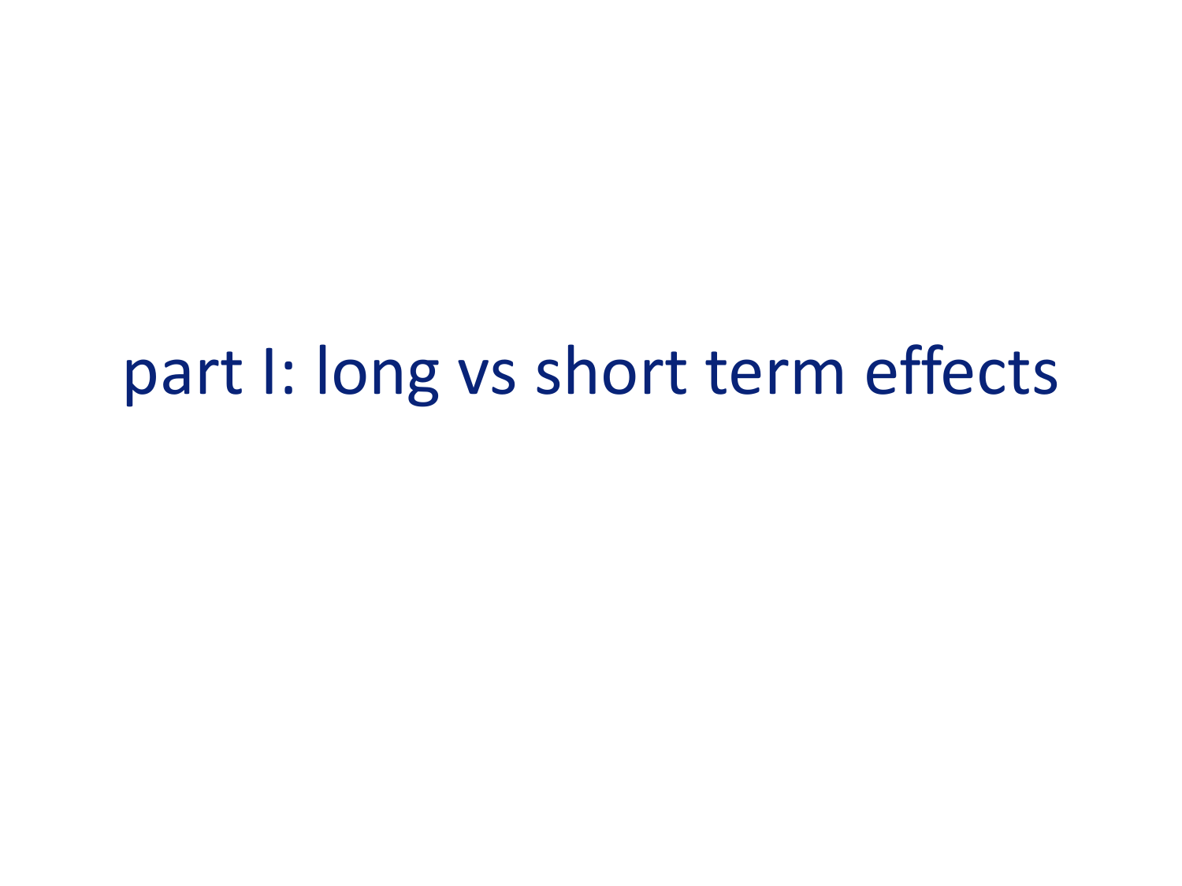# part I: long vs short term effects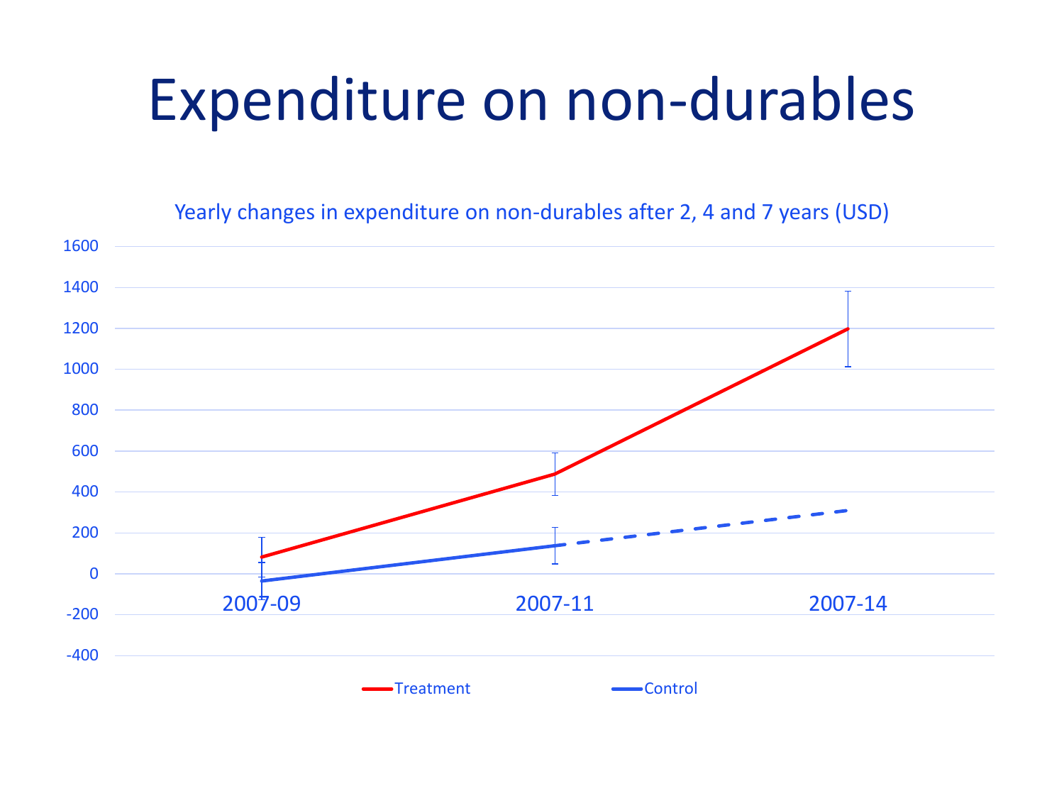# Expenditure on non-durables

Yearly changes in expenditure on non-durables after 2, 4 and 7 years (USD)

1600
1400
1200
1000
800
600
400
200
0
-200
-400

2007-09 2007-11 2007-14

Treatment Control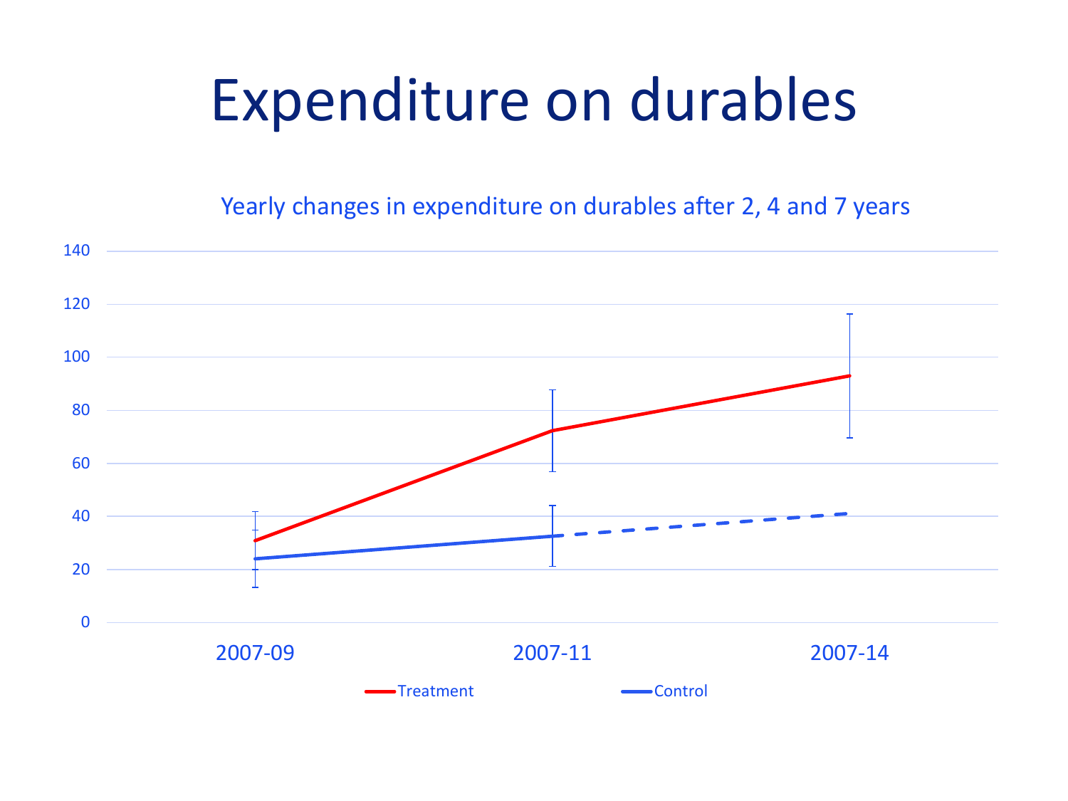# Expenditure on durables

Yearly changes in expenditure on durables after 2, 4 and 7 years

140
120
100
80
60
40
20
0

2007-09 2007-11 2007-14

Treatment Control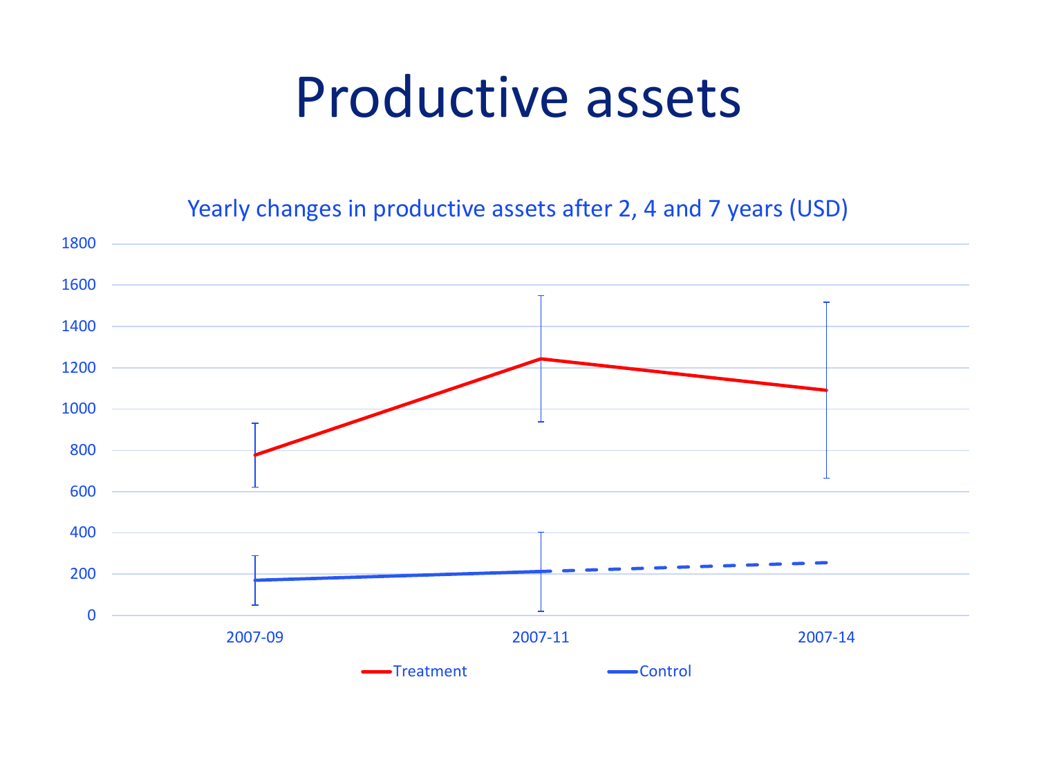# Productive assets

Yearly changes in productive assets after 2, 4 and 7 years (USD)

1800
1600
1400
1200
1000
800
600
400
200
0

2007-09 2007-11 2007-14

Treatment Control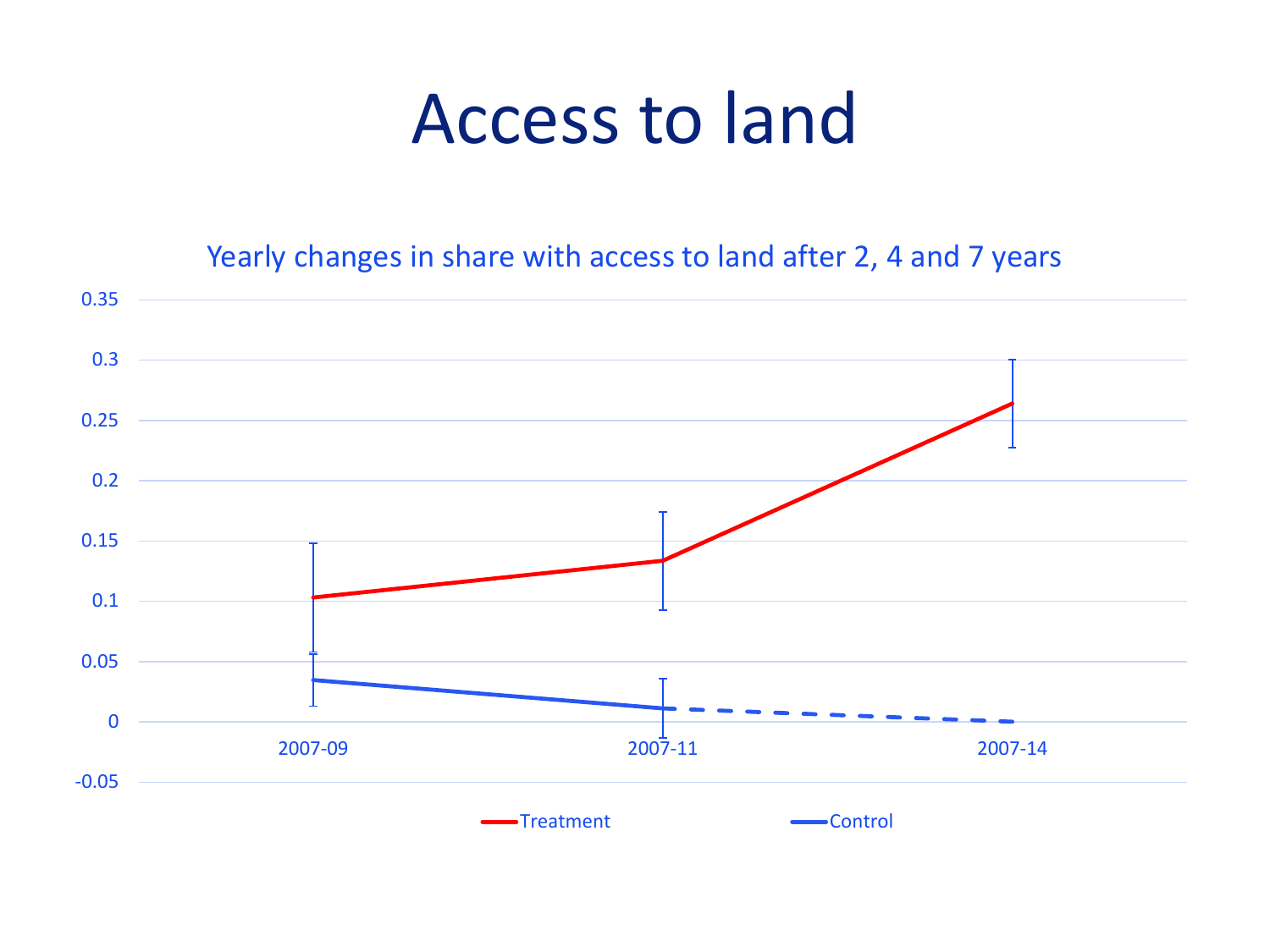# Access to land

Yearly changes in share with access to land after 2, 4 and 7 years

0.35
0.3
0.25
0.2
0.15
0.1
0.05
0
-0.05

2007-09 2007-11 2007-14

Treatment Control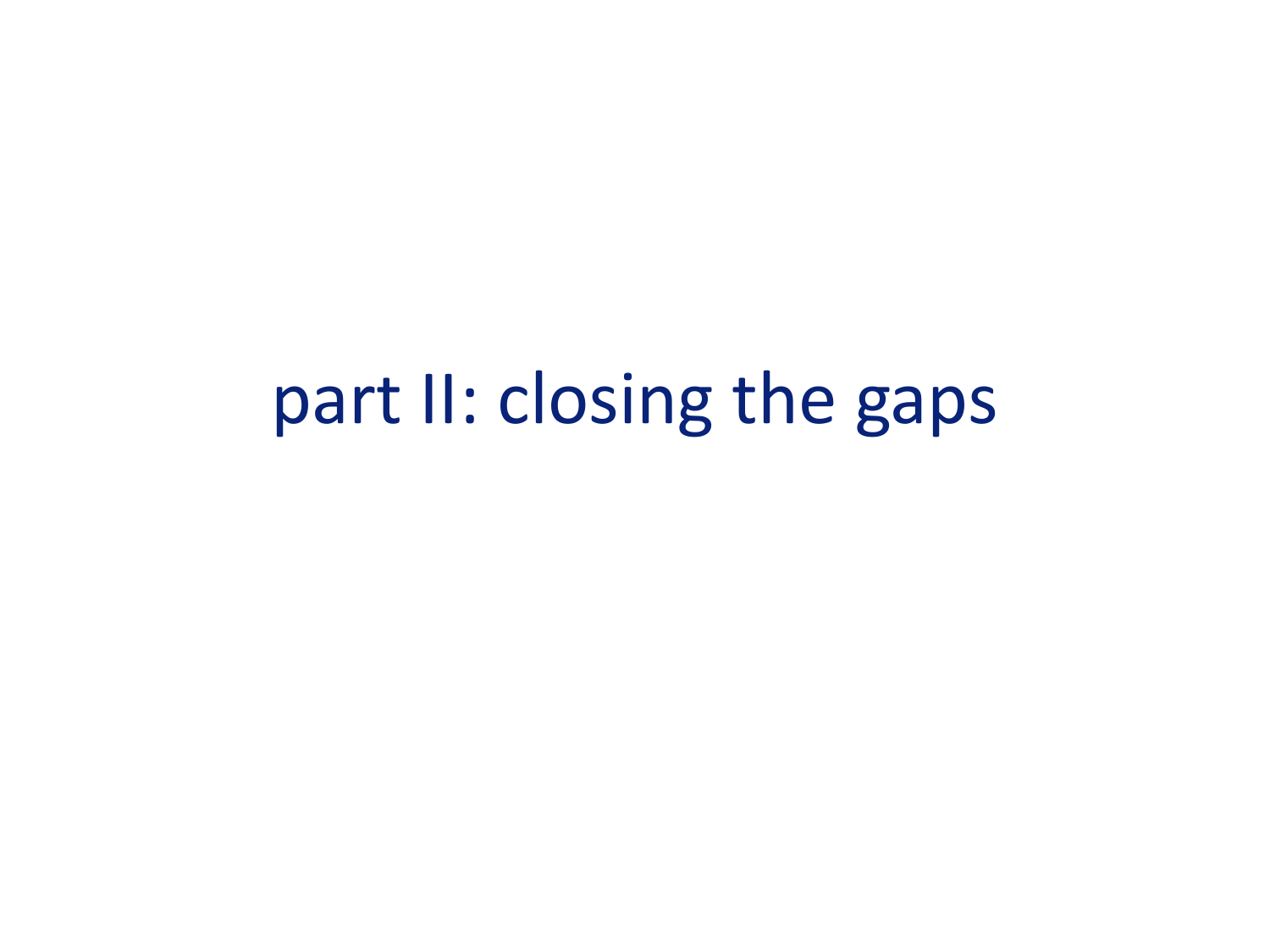# part II: closing the gaps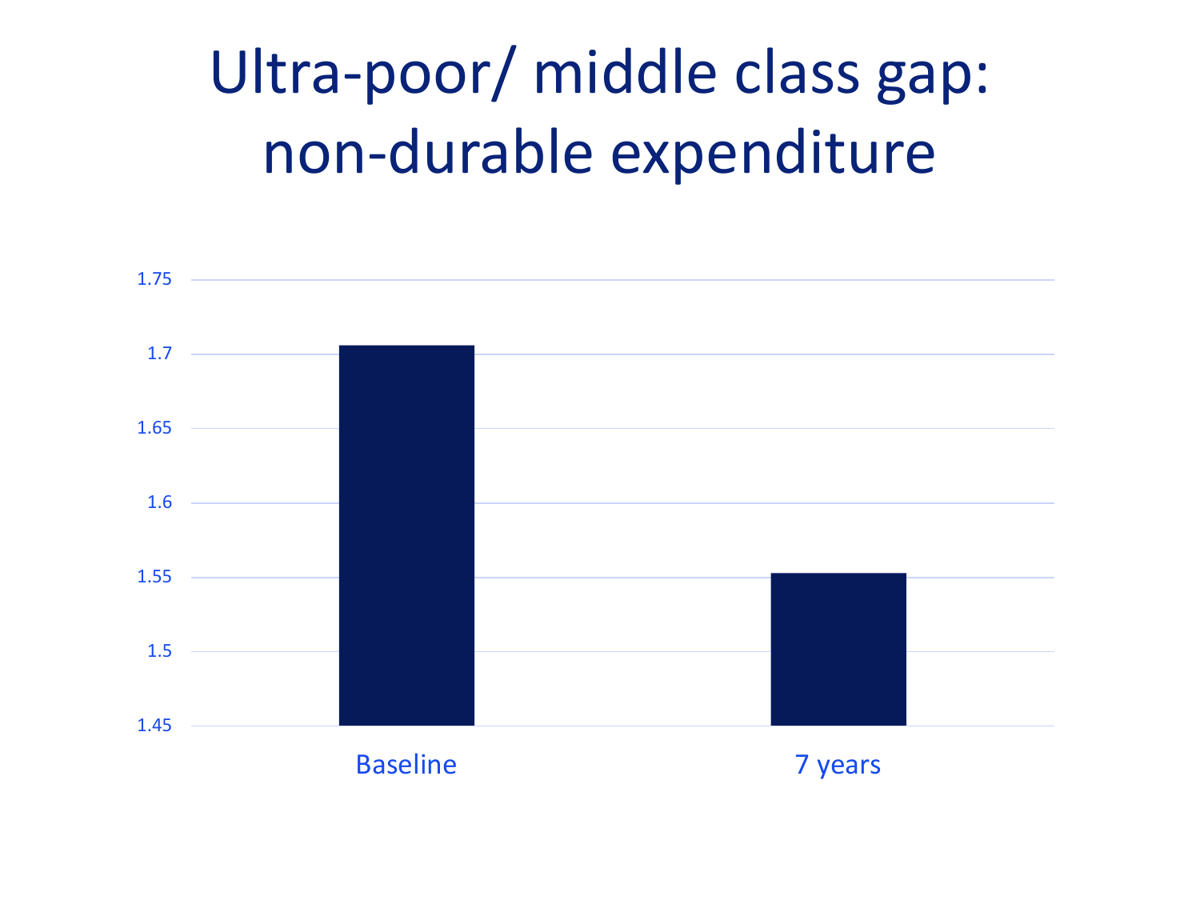# Ultra-poor/ middle class gap: non-durable expenditure

1.75

1.7

1.65

1.6

1.55

1.5

1.45

Baseline

7 years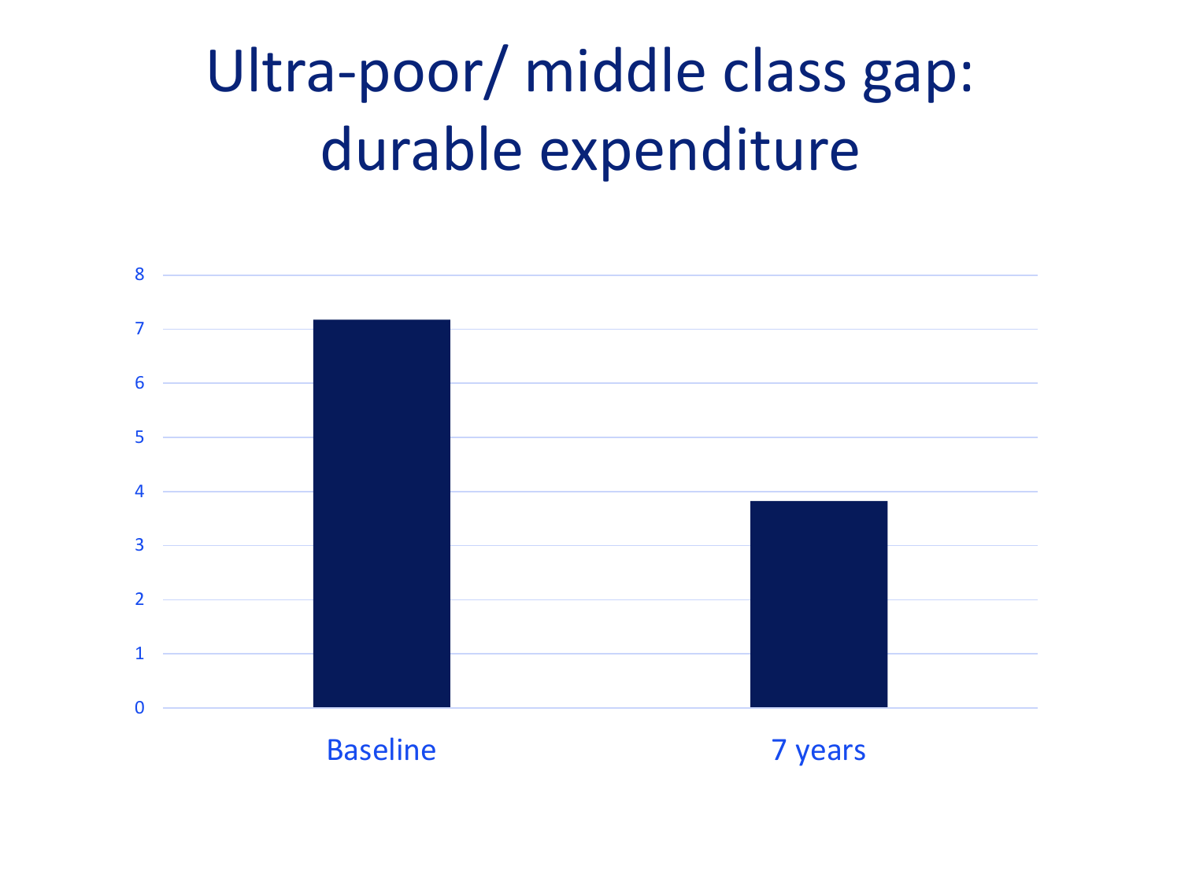# Ultra-poor/ middle class gap: durable expenditure

| | Value |
|---|---|
| Baseline | 7.2 |
| 7 years | 3.8 |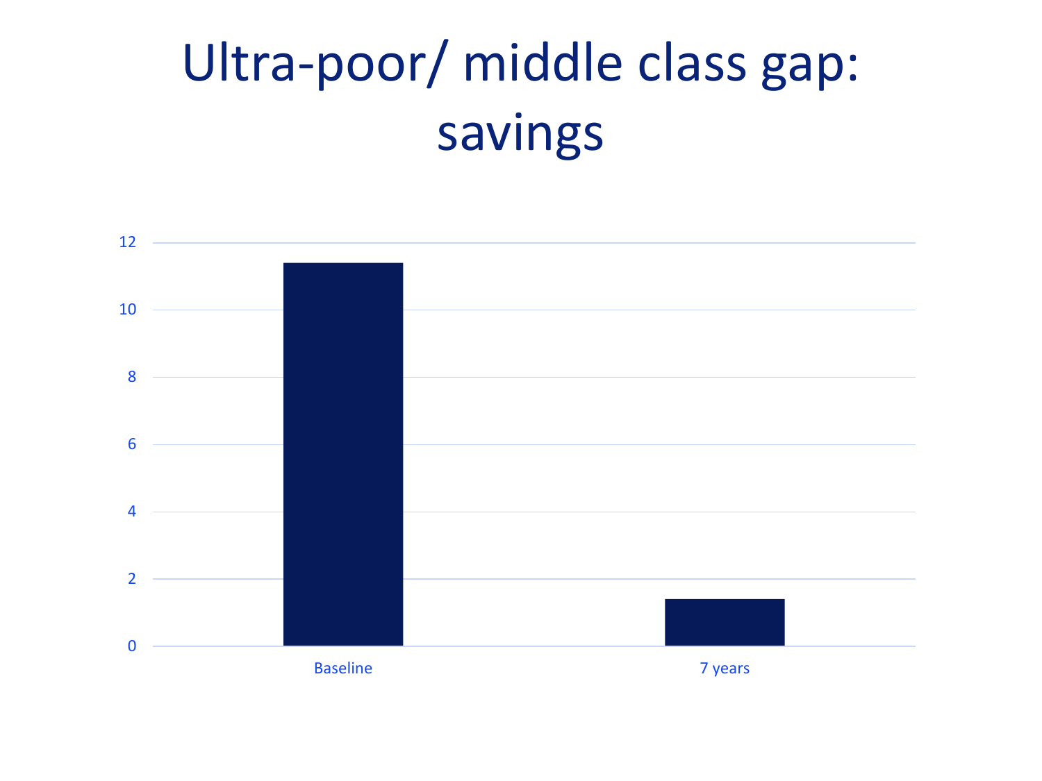# Ultra-poor/ middle class gap: savings

| | Value |
|---|---|
| Baseline | ~11.4 |
| 7 years | ~1.4 |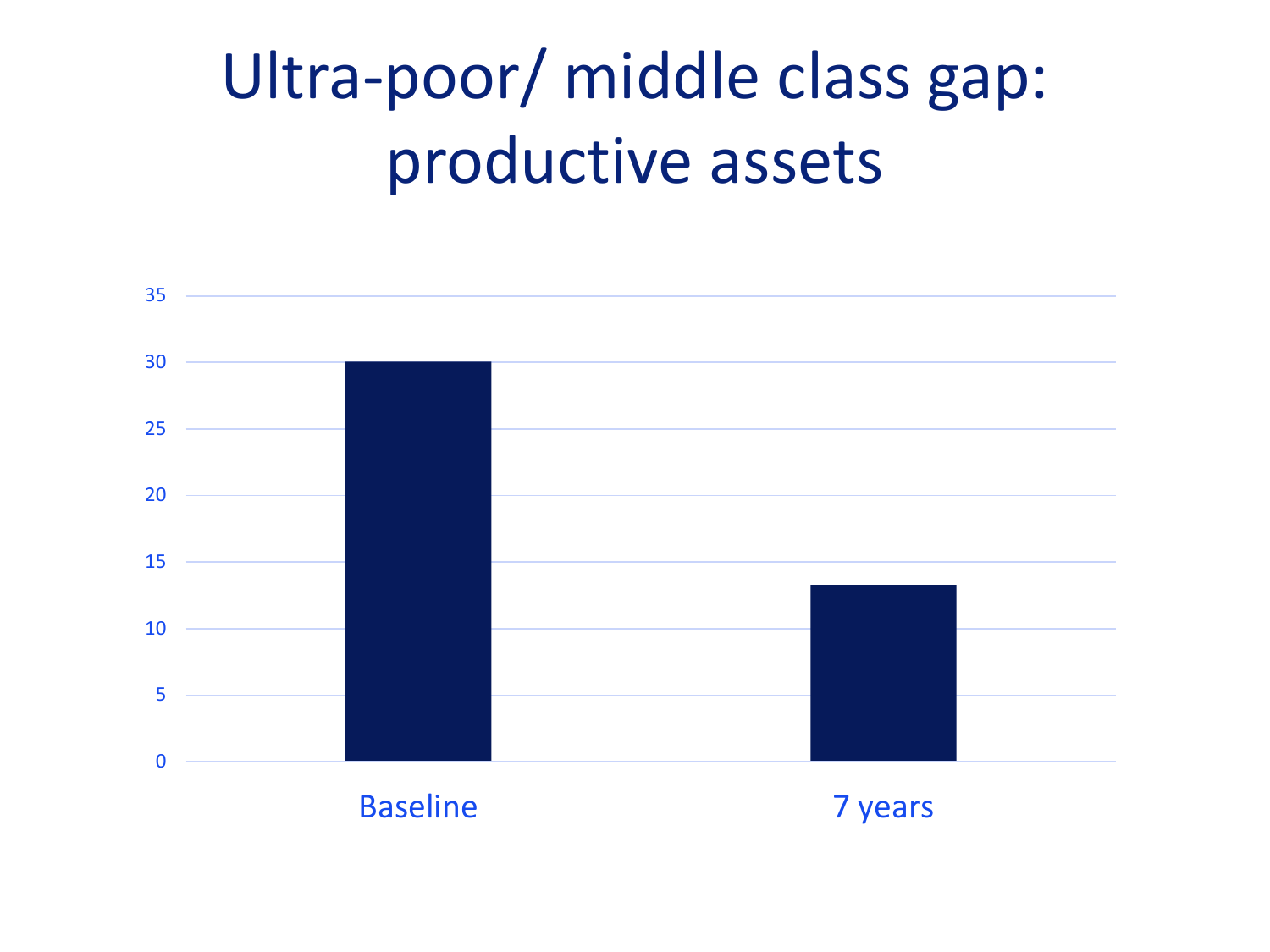# Ultra-poor/ middle class gap: productive assets

| | Value |
|---|---|
| Baseline | 30 |
| 7 years | 13.3 |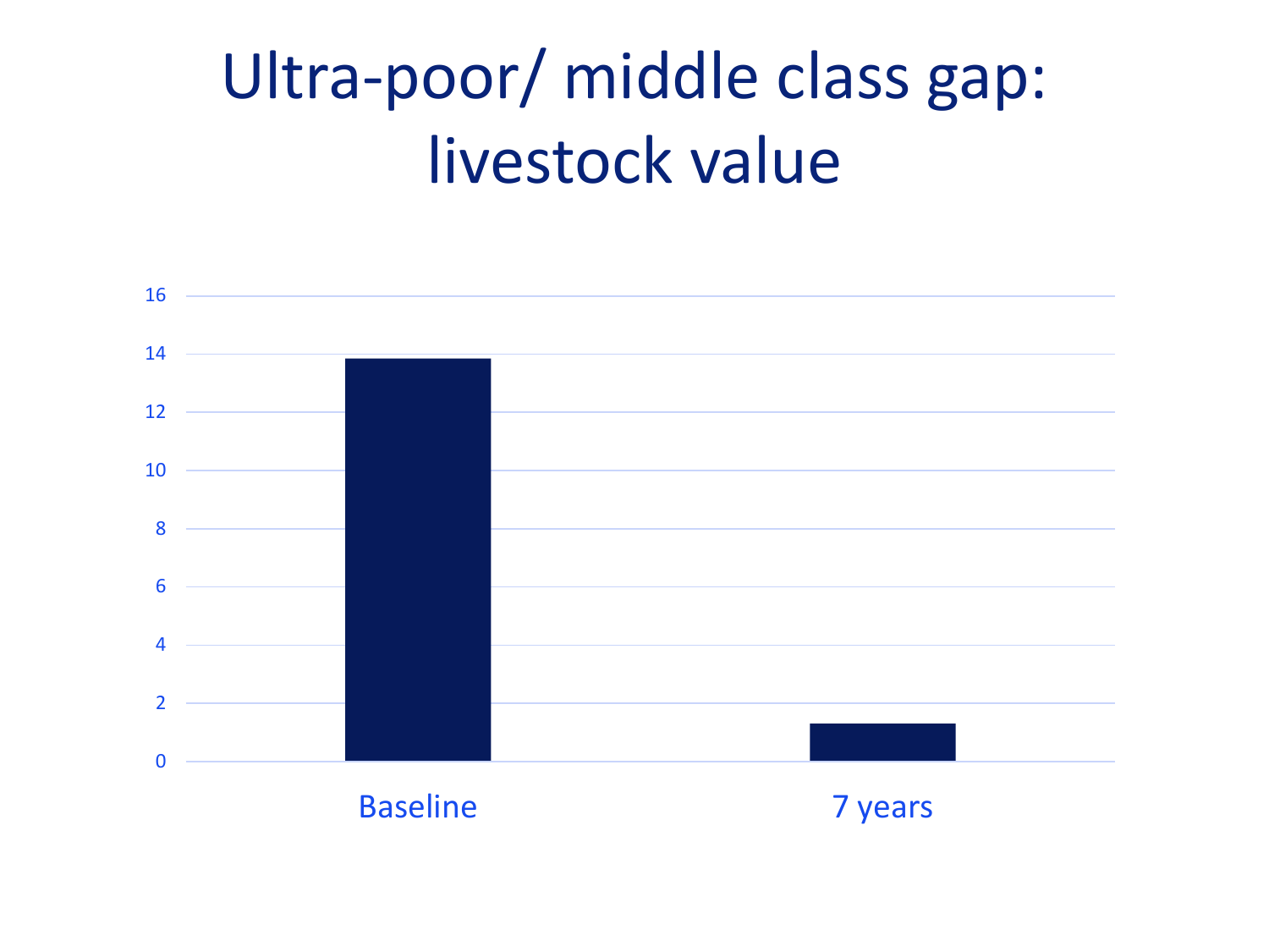# Ultra-poor/ middle class gap: livestock value

| | Value |
|---|---|
| Baseline | ~13.8 |
| 7 years | ~1.3 |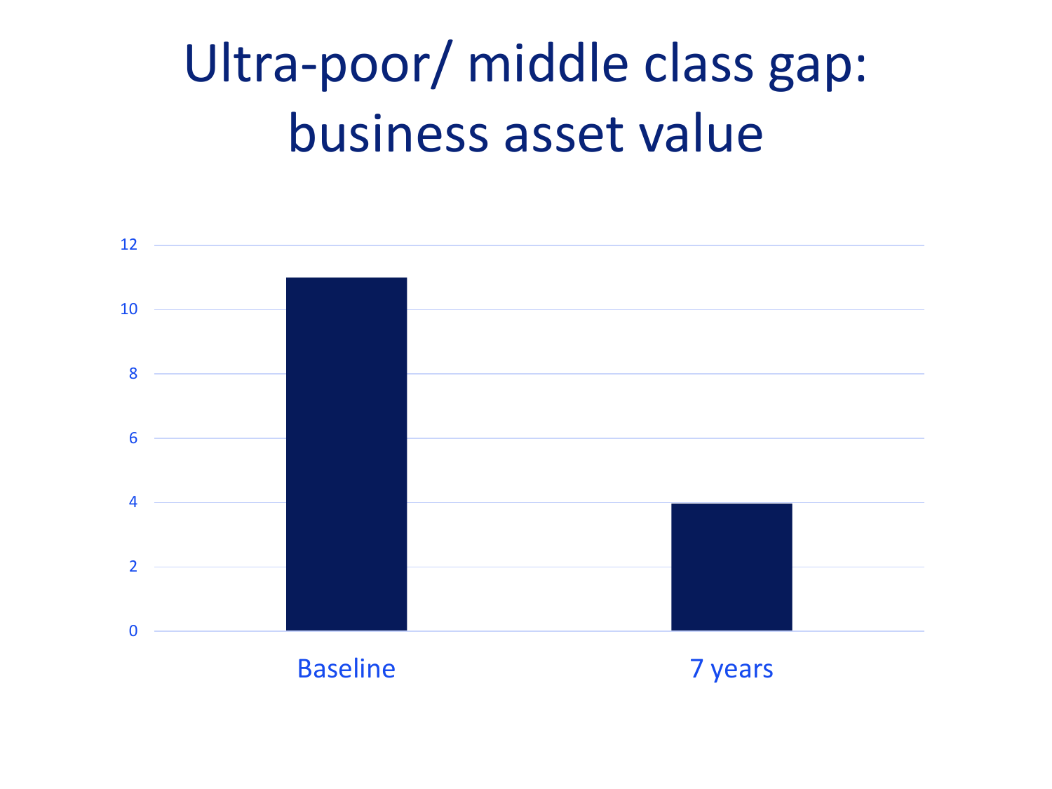# Ultra-poor/ middle class gap: business asset value

| | Value |
|---|---|
| Baseline | 11 |
| 7 years | 4 |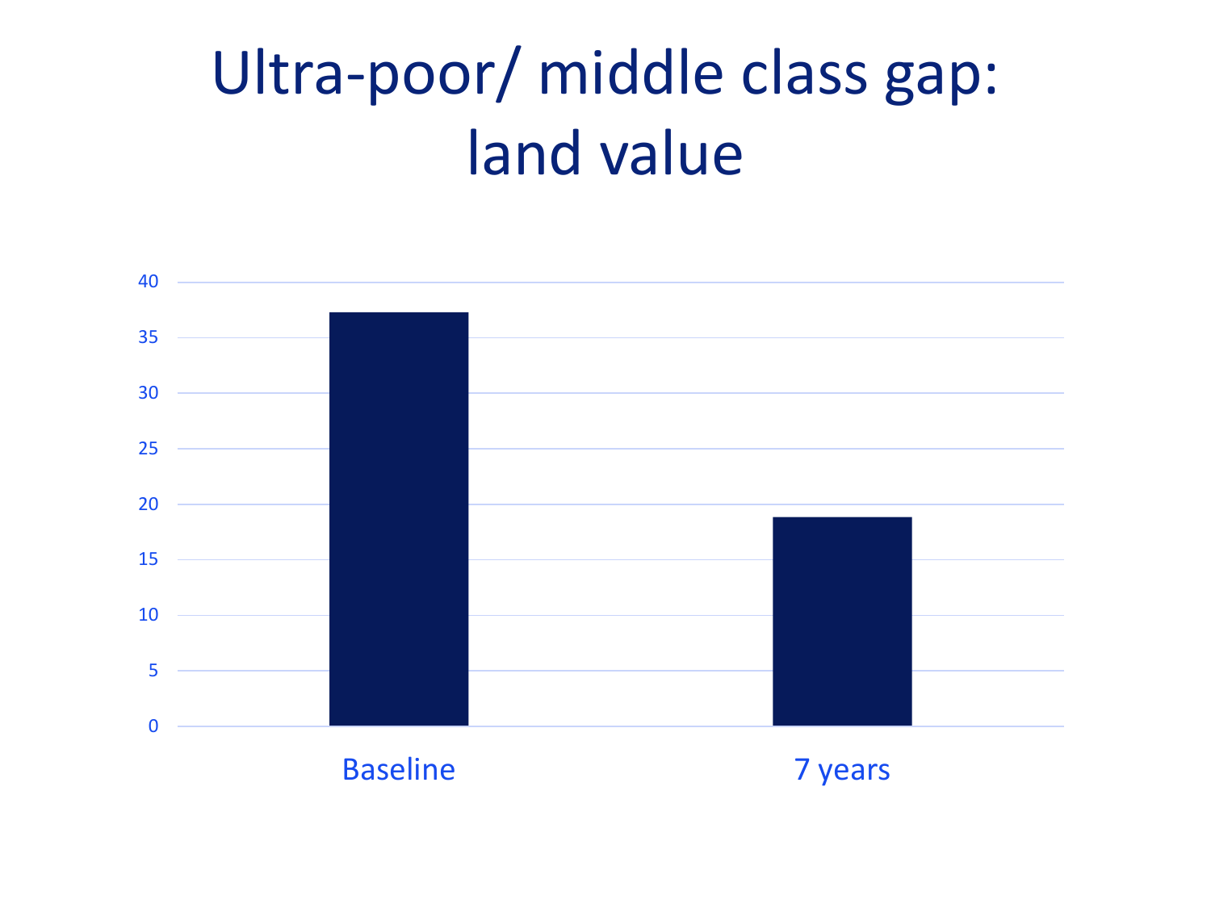# Ultra-poor/ middle class gap: land value

40
35
30
25
20
15
10
5
0

Baseline

7 years